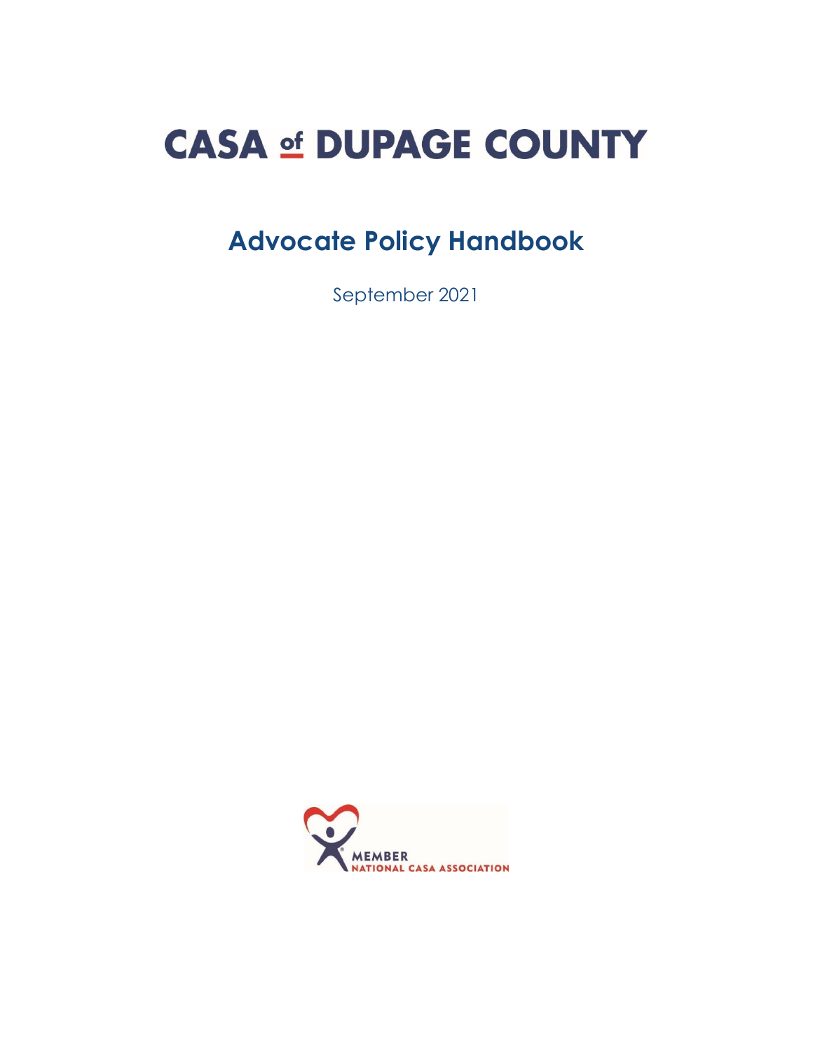# CASA of DUPAGE COUNTY

## Advocate Policy Handbook

September 2021

MEMBER
NATIONAL CASA ASSOCIATION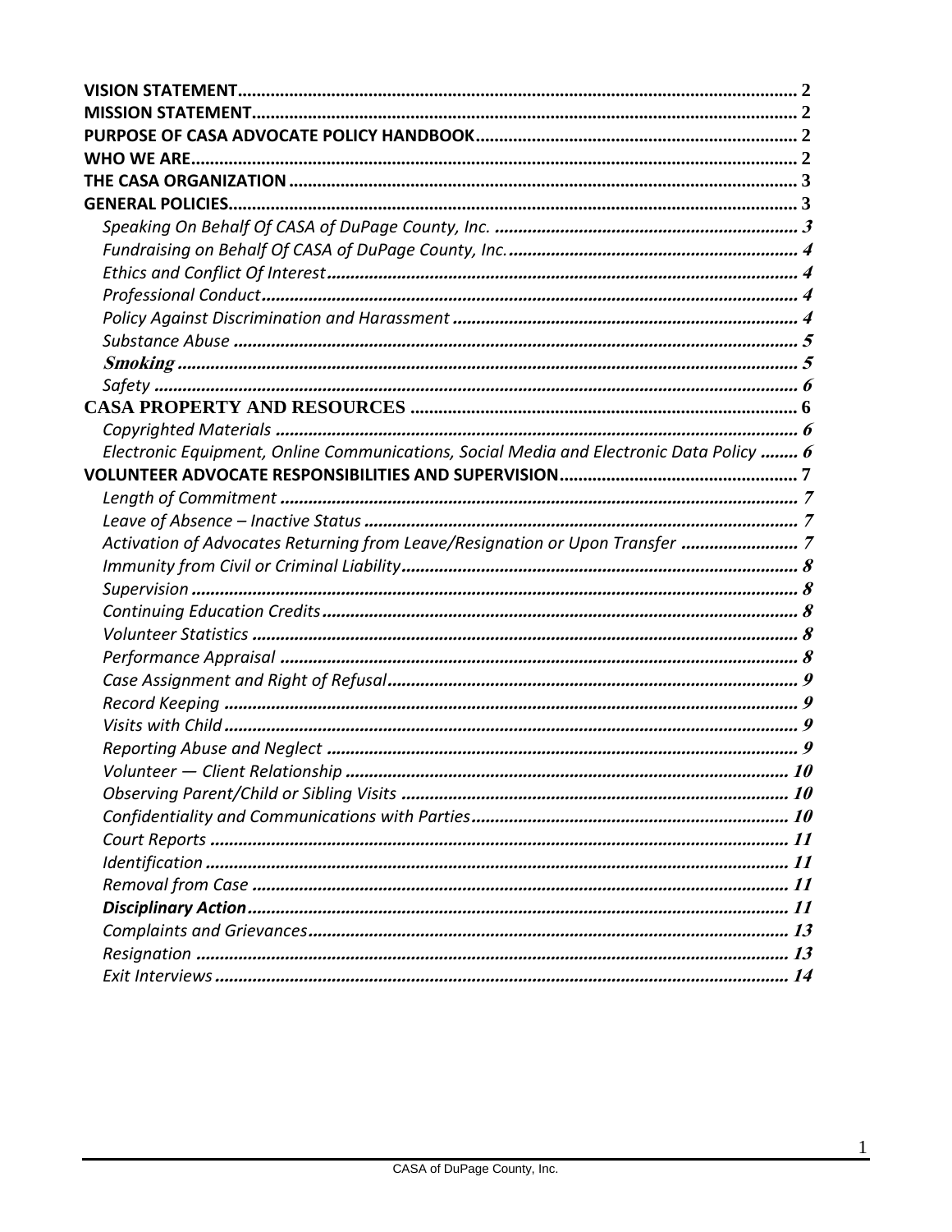| | |
|---|---|
| **VISION STATEMENT** | 2 |
| **MISSION STATEMENT** | 2 |
| **PURPOSE OF CASA ADVOCATE POLICY HANDBOOK** | 2 |
| **WHO WE ARE** | 2 |
| **THE CASA ORGANIZATION** | 3 |
| **GENERAL POLICIES** | 3 |
| *Speaking On Behalf Of CASA of DuPage County, Inc.* | *3* |
| *Fundraising on Behalf Of CASA of DuPage County, Inc.* | *4* |
| *Ethics and Conflict Of Interest* | *4* |
| *Professional Conduct* | *4* |
| *Policy Against Discrimination and Harassment* | *4* |
| *Substance Abuse* | *5* |
| ***Smoking*** | *5* |
| *Safety* | *6* |
| **CASA PROPERTY AND RESOURCES** | 6 |
| *Copyrighted Materials* | *6* |
| *Electronic Equipment, Online Communications, Social Media and Electronic Data Policy* | *6* |
| **VOLUNTEER ADVOCATE RESPONSIBILITIES AND SUPERVISION** | 7 |
| *Length of Commitment* | *7* |
| *Leave of Absence – Inactive Status* | *7* |
| *Activation of Advocates Returning from Leave/Resignation or Upon Transfer* | *7* |
| *Immunity from Civil or Criminal Liability* | *8* |
| *Supervision* | *8* |
| *Continuing Education Credits* | *8* |
| *Volunteer Statistics* | *8* |
| *Performance Appraisal* | *8* |
| *Case Assignment and Right of Refusal* | *9* |
| *Record Keeping* | *9* |
| *Visits with Child* | *9* |
| *Reporting Abuse and Neglect* | *9* |
| *Volunteer — Client Relationship* | *10* |
| *Observing Parent/Child or Sibling Visits* | *10* |
| *Confidentiality and Communications with Parties* | *10* |
| *Court Reports* | *11* |
| *Identification* | *11* |
| *Removal from Case* | *11* |
| ***Disciplinary Action*** | *11* |
| *Complaints and Grievances* | *13* |
| *Resignation* | *13* |
| *Exit Interviews* | *14* |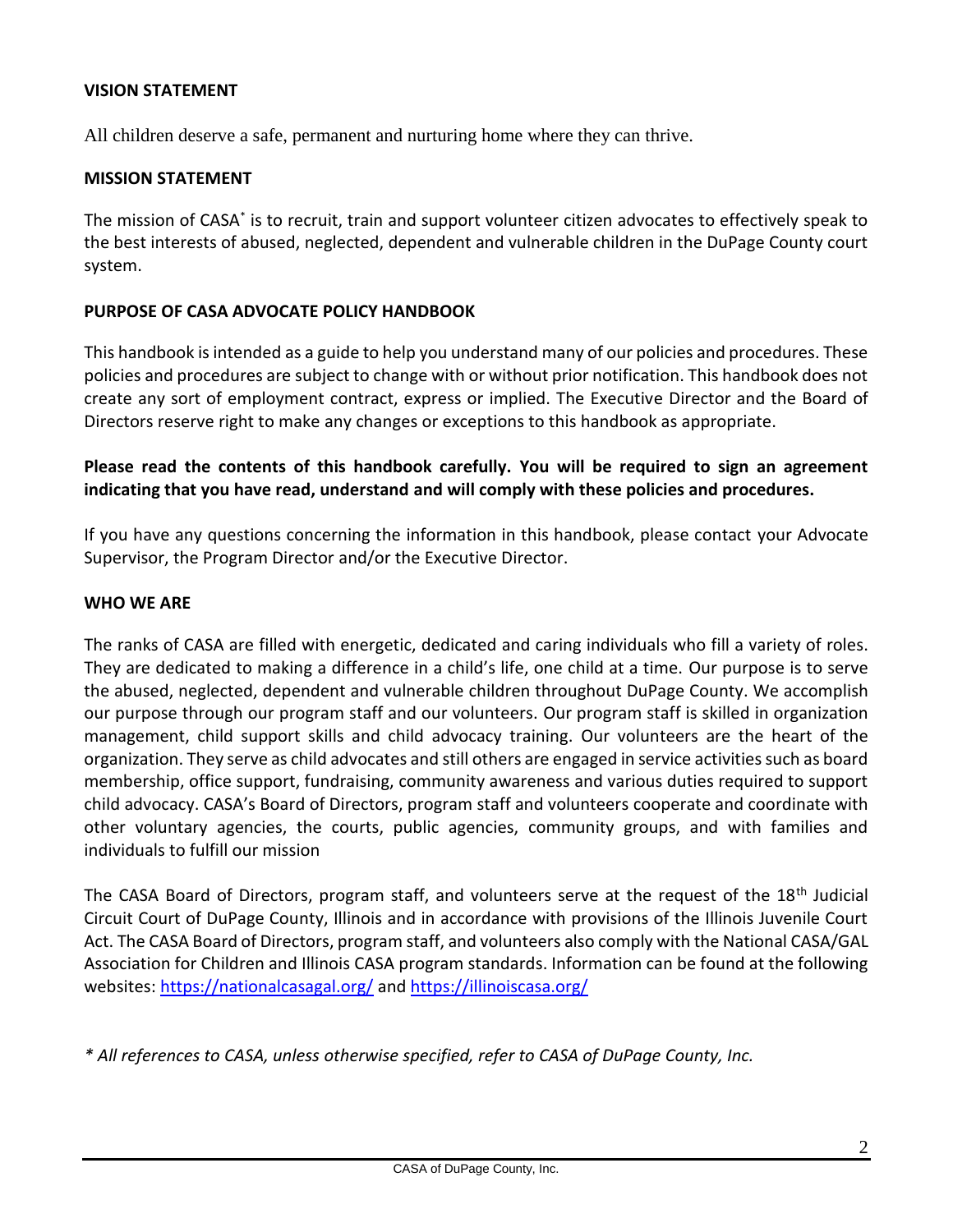## VISION STATEMENT

All children deserve a safe, permanent and nurturing home where they can thrive.

## MISSION STATEMENT

The mission of CASA* is to recruit, train and support volunteer citizen advocates to effectively speak to the best interests of abused, neglected, dependent and vulnerable children in the DuPage County court system.

## PURPOSE OF CASA ADVOCATE POLICY HANDBOOK

This handbook is intended as a guide to help you understand many of our policies and procedures. These policies and procedures are subject to change with or without prior notification. This handbook does not create any sort of employment contract, express or implied. The Executive Director and the Board of Directors reserve right to make any changes or exceptions to this handbook as appropriate.

**Please read the contents of this handbook carefully. You will be required to sign an agreement indicating that you have read, understand and will comply with these policies and procedures.**

If you have any questions concerning the information in this handbook, please contact your Advocate Supervisor, the Program Director and/or the Executive Director.

## WHO WE ARE

The ranks of CASA are filled with energetic, dedicated and caring individuals who fill a variety of roles. They are dedicated to making a difference in a child's life, one child at a time. Our purpose is to serve the abused, neglected, dependent and vulnerable children throughout DuPage County. We accomplish our purpose through our program staff and our volunteers. Our program staff is skilled in organization management, child support skills and child advocacy training. Our volunteers are the heart of the organization. They serve as child advocates and still others are engaged in service activities such as board membership, office support, fundraising, community awareness and various duties required to support child advocacy. CASA's Board of Directors, program staff and volunteers cooperate and coordinate with other voluntary agencies, the courts, public agencies, community groups, and with families and individuals to fulfill our mission

The CASA Board of Directors, program staff, and volunteers serve at the request of the 18th Judicial Circuit Court of DuPage County, Illinois and in accordance with provisions of the Illinois Juvenile Court Act. The CASA Board of Directors, program staff, and volunteers also comply with the National CASA/GAL Association for Children and Illinois CASA program standards. Information can be found at the following websites: https://nationalcasagal.org/ and https://illinoiscasa.org/

*\* All references to CASA, unless otherwise specified, refer to CASA of DuPage County, Inc.*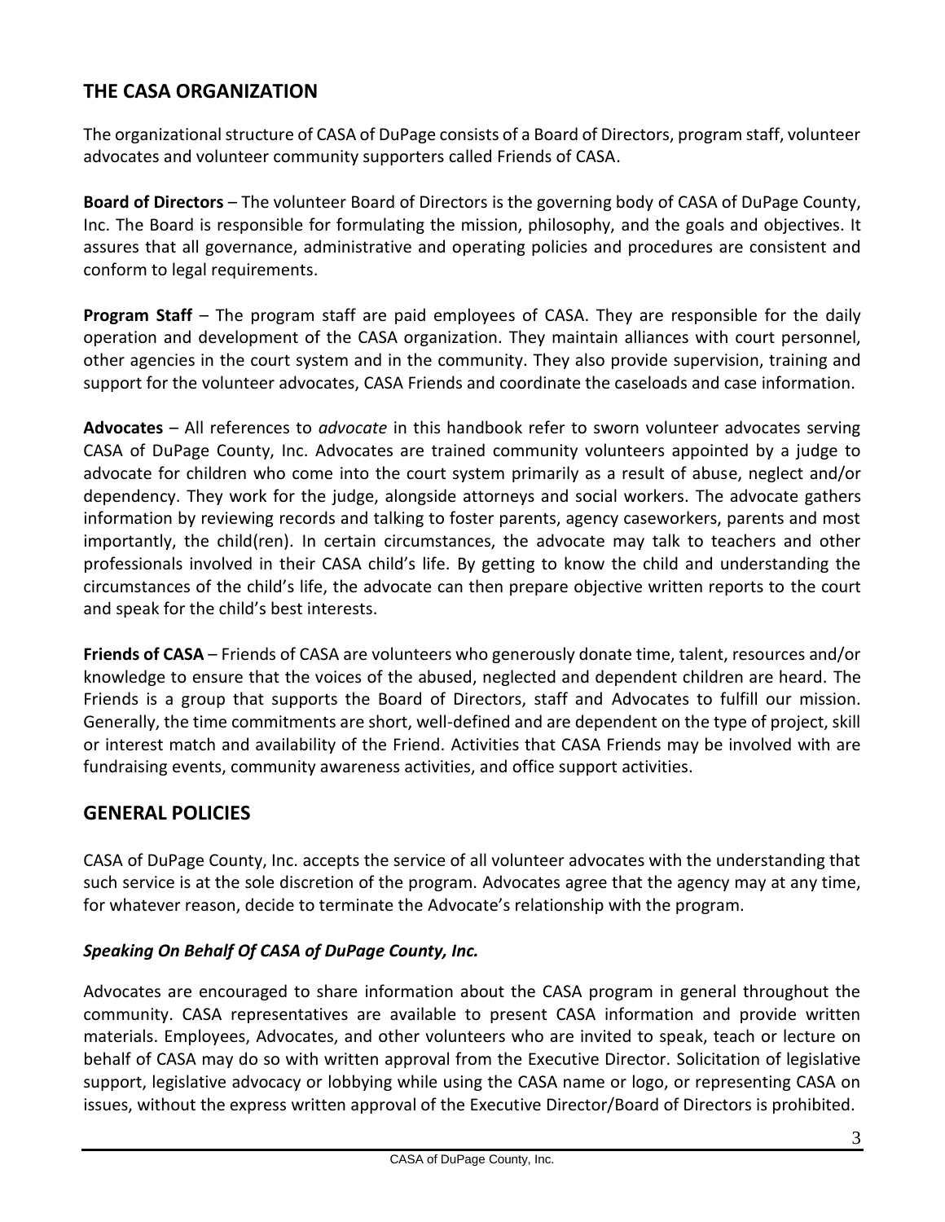## THE CASA ORGANIZATION

The organizational structure of CASA of DuPage consists of a Board of Directors, program staff, volunteer advocates and volunteer community supporters called Friends of CASA.

**Board of Directors** – The volunteer Board of Directors is the governing body of CASA of DuPage County, Inc. The Board is responsible for formulating the mission, philosophy, and the goals and objectives. It assures that all governance, administrative and operating policies and procedures are consistent and conform to legal requirements.

**Program Staff** – The program staff are paid employees of CASA. They are responsible for the daily operation and development of the CASA organization. They maintain alliances with court personnel, other agencies in the court system and in the community. They also provide supervision, training and support for the volunteer advocates, CASA Friends and coordinate the caseloads and case information.

**Advocates** – All references to *advocate* in this handbook refer to sworn volunteer advocates serving CASA of DuPage County, Inc. Advocates are trained community volunteers appointed by a judge to advocate for children who come into the court system primarily as a result of abuse, neglect and/or dependency. They work for the judge, alongside attorneys and social workers. The advocate gathers information by reviewing records and talking to foster parents, agency caseworkers, parents and most importantly, the child(ren). In certain circumstances, the advocate may talk to teachers and other professionals involved in their CASA child's life. By getting to know the child and understanding the circumstances of the child's life, the advocate can then prepare objective written reports to the court and speak for the child's best interests.

**Friends of CASA** – Friends of CASA are volunteers who generously donate time, talent, resources and/or knowledge to ensure that the voices of the abused, neglected and dependent children are heard. The Friends is a group that supports the Board of Directors, staff and Advocates to fulfill our mission. Generally, the time commitments are short, well-defined and are dependent on the type of project, skill or interest match and availability of the Friend. Activities that CASA Friends may be involved with are fundraising events, community awareness activities, and office support activities.

## GENERAL POLICIES

CASA of DuPage County, Inc. accepts the service of all volunteer advocates with the understanding that such service is at the sole discretion of the program. Advocates agree that the agency may at any time, for whatever reason, decide to terminate the Advocate's relationship with the program.

### *Speaking On Behalf Of CASA of DuPage County, Inc.*

Advocates are encouraged to share information about the CASA program in general throughout the community. CASA representatives are available to present CASA information and provide written materials. Employees, Advocates, and other volunteers who are invited to speak, teach or lecture on behalf of CASA may do so with written approval from the Executive Director. Solicitation of legislative support, legislative advocacy or lobbying while using the CASA name or logo, or representing CASA on issues, without the express written approval of the Executive Director/Board of Directors is prohibited.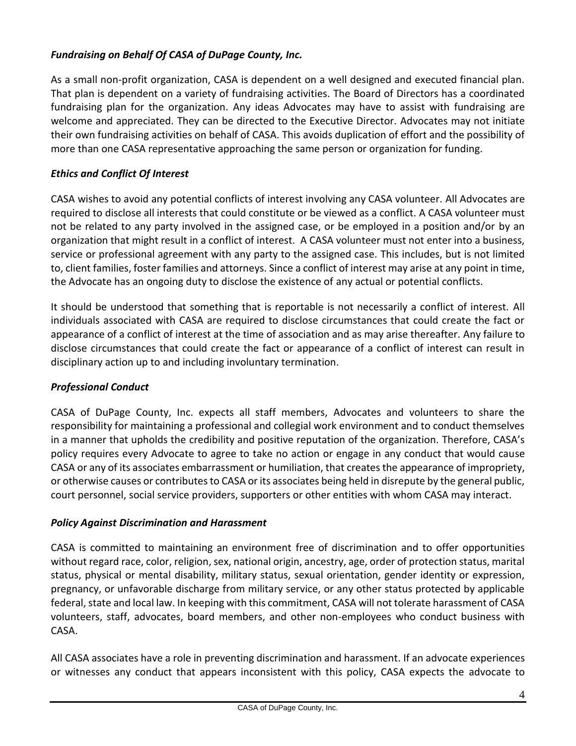### *Fundraising on Behalf Of CASA of DuPage County, Inc.*

As a small non-profit organization, CASA is dependent on a well designed and executed financial plan. That plan is dependent on a variety of fundraising activities. The Board of Directors has a coordinated fundraising plan for the organization. Any ideas Advocates may have to assist with fundraising are welcome and appreciated. They can be directed to the Executive Director. Advocates may not initiate their own fundraising activities on behalf of CASA. This avoids duplication of effort and the possibility of more than one CASA representative approaching the same person or organization for funding.

### *Ethics and Conflict Of Interest*

CASA wishes to avoid any potential conflicts of interest involving any CASA volunteer. All Advocates are required to disclose all interests that could constitute or be viewed as a conflict. A CASA volunteer must not be related to any party involved in the assigned case, or be employed in a position and/or by an organization that might result in a conflict of interest. A CASA volunteer must not enter into a business, service or professional agreement with any party to the assigned case. This includes, but is not limited to, client families, foster families and attorneys. Since a conflict of interest may arise at any point in time, the Advocate has an ongoing duty to disclose the existence of any actual or potential conflicts.

It should be understood that something that is reportable is not necessarily a conflict of interest. All individuals associated with CASA are required to disclose circumstances that could create the fact or appearance of a conflict of interest at the time of association and as may arise thereafter. Any failure to disclose circumstances that could create the fact or appearance of a conflict of interest can result in disciplinary action up to and including involuntary termination.

### *Professional Conduct*

CASA of DuPage County, Inc. expects all staff members, Advocates and volunteers to share the responsibility for maintaining a professional and collegial work environment and to conduct themselves in a manner that upholds the credibility and positive reputation of the organization. Therefore, CASA's policy requires every Advocate to agree to take no action or engage in any conduct that would cause CASA or any of its associates embarrassment or humiliation, that creates the appearance of impropriety, or otherwise causes or contributes to CASA or its associates being held in disrepute by the general public, court personnel, social service providers, supporters or other entities with whom CASA may interact.

### *Policy Against Discrimination and Harassment*

CASA is committed to maintaining an environment free of discrimination and to offer opportunities without regard race, color, religion, sex, national origin, ancestry, age, order of protection status, marital status, physical or mental disability, military status, sexual orientation, gender identity or expression, pregnancy, or unfavorable discharge from military service, or any other status protected by applicable federal, state and local law. In keeping with this commitment, CASA will not tolerate harassment of CASA volunteers, staff, advocates, board members, and other non-employees who conduct business with CASA.

All CASA associates have a role in preventing discrimination and harassment. If an advocate experiences or witnesses any conduct that appears inconsistent with this policy, CASA expects the advocate to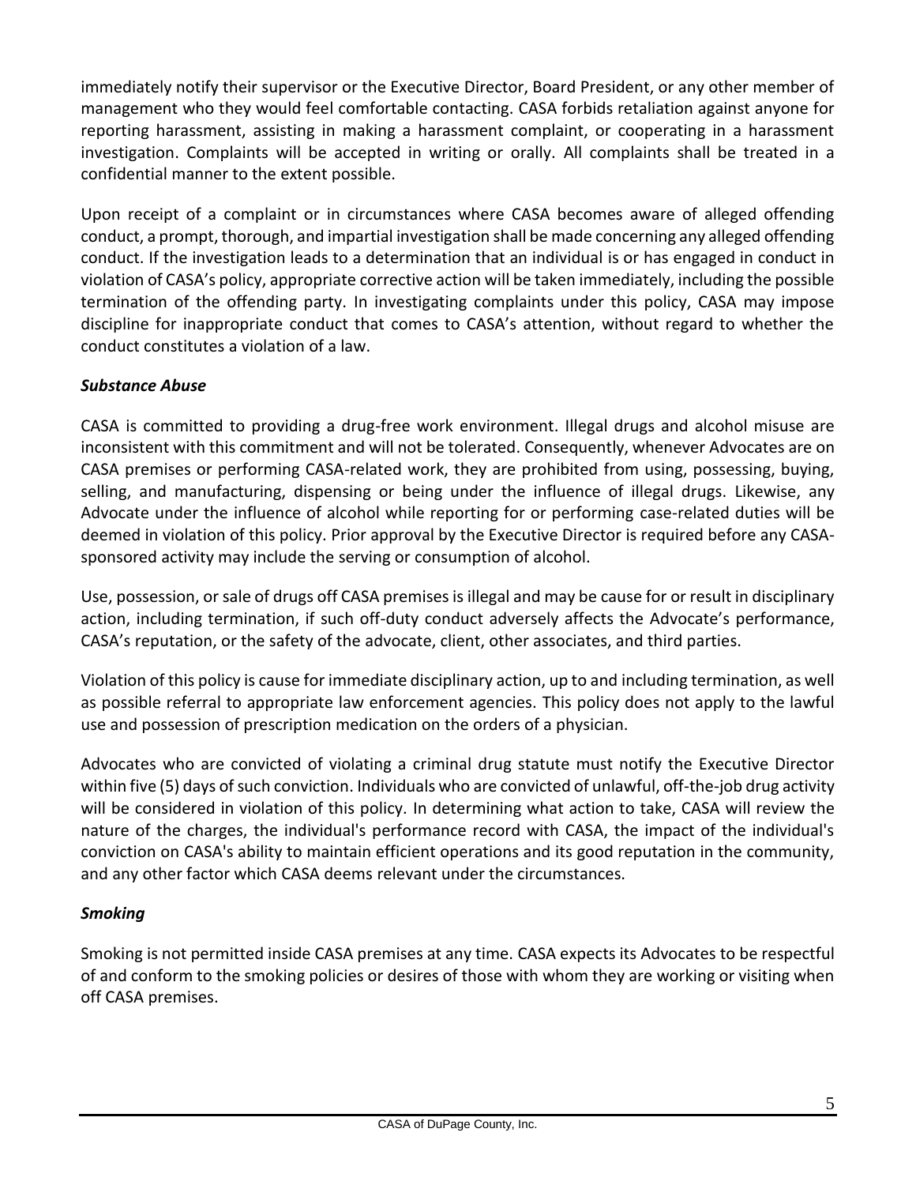immediately notify their supervisor or the Executive Director, Board President, or any other member of management who they would feel comfortable contacting. CASA forbids retaliation against anyone for reporting harassment, assisting in making a harassment complaint, or cooperating in a harassment investigation. Complaints will be accepted in writing or orally. All complaints shall be treated in a confidential manner to the extent possible.

Upon receipt of a complaint or in circumstances where CASA becomes aware of alleged offending conduct, a prompt, thorough, and impartial investigation shall be made concerning any alleged offending conduct. If the investigation leads to a determination that an individual is or has engaged in conduct in violation of CASA's policy, appropriate corrective action will be taken immediately, including the possible termination of the offending party. In investigating complaints under this policy, CASA may impose discipline for inappropriate conduct that comes to CASA's attention, without regard to whether the conduct constitutes a violation of a law.

***Substance Abuse***

CASA is committed to providing a drug-free work environment. Illegal drugs and alcohol misuse are inconsistent with this commitment and will not be tolerated. Consequently, whenever Advocates are on CASA premises or performing CASA-related work, they are prohibited from using, possessing, buying, selling, and manufacturing, dispensing or being under the influence of illegal drugs. Likewise, any Advocate under the influence of alcohol while reporting for or performing case-related duties will be deemed in violation of this policy. Prior approval by the Executive Director is required before any CASA-sponsored activity may include the serving or consumption of alcohol.

Use, possession, or sale of drugs off CASA premises is illegal and may be cause for or result in disciplinary action, including termination, if such off-duty conduct adversely affects the Advocate's performance, CASA's reputation, or the safety of the advocate, client, other associates, and third parties.

Violation of this policy is cause for immediate disciplinary action, up to and including termination, as well as possible referral to appropriate law enforcement agencies. This policy does not apply to the lawful use and possession of prescription medication on the orders of a physician.

Advocates who are convicted of violating a criminal drug statute must notify the Executive Director within five (5) days of such conviction. Individuals who are convicted of unlawful, off-the-job drug activity will be considered in violation of this policy. In determining what action to take, CASA will review the nature of the charges, the individual's performance record with CASA, the impact of the individual's conviction on CASA's ability to maintain efficient operations and its good reputation in the community, and any other factor which CASA deems relevant under the circumstances.

***Smoking***

Smoking is not permitted inside CASA premises at any time. CASA expects its Advocates to be respectful of and conform to the smoking policies or desires of those with whom they are working or visiting when off CASA premises.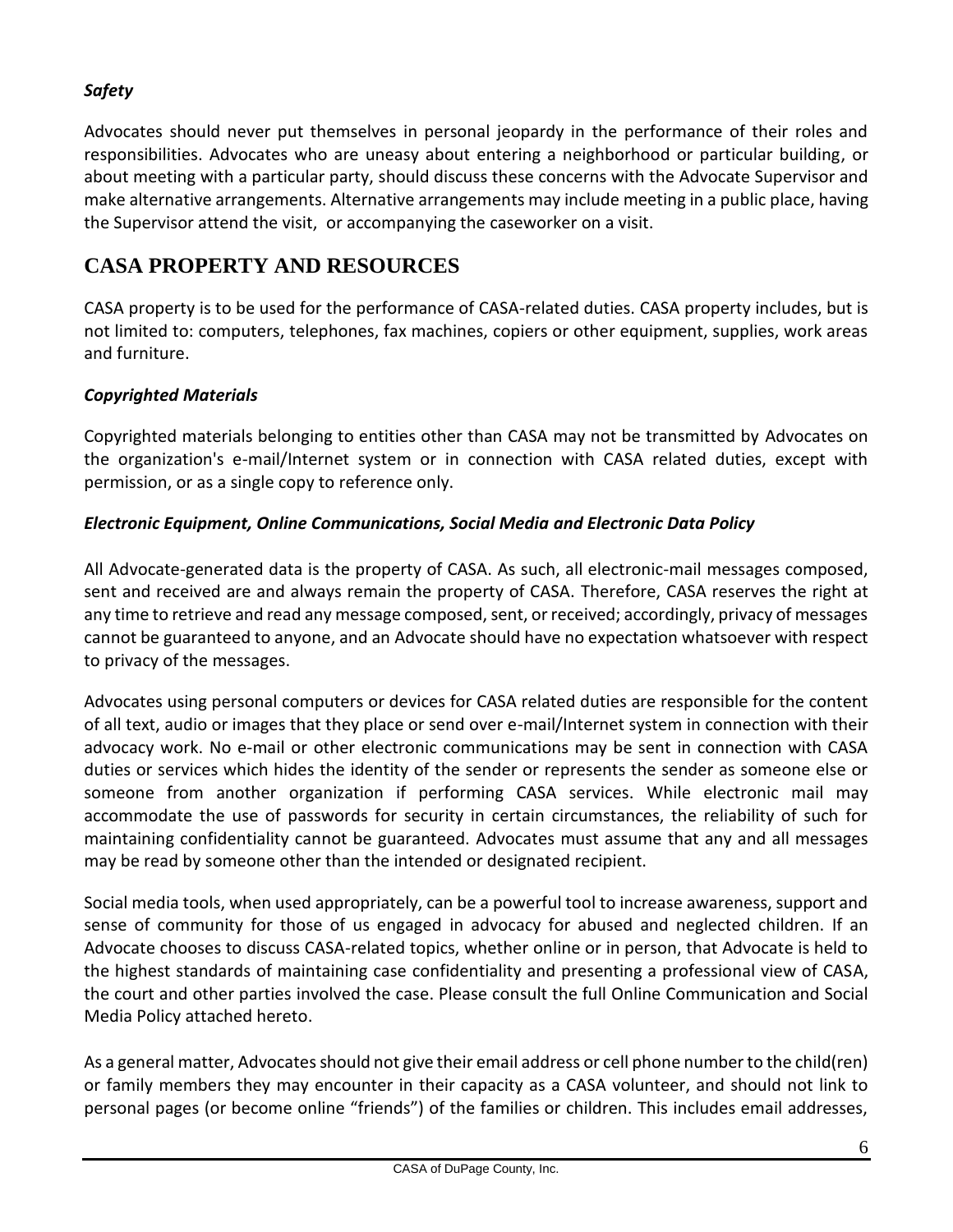### *Safety*

Advocates should never put themselves in personal jeopardy in the performance of their roles and responsibilities. Advocates who are uneasy about entering a neighborhood or particular building, or about meeting with a particular party, should discuss these concerns with the Advocate Supervisor and make alternative arrangements. Alternative arrangements may include meeting in a public place, having the Supervisor attend the visit, or accompanying the caseworker on a visit.

## CASA PROPERTY AND RESOURCES

CASA property is to be used for the performance of CASA-related duties. CASA property includes, but is not limited to: computers, telephones, fax machines, copiers or other equipment, supplies, work areas and furniture.

### *Copyrighted Materials*

Copyrighted materials belonging to entities other than CASA may not be transmitted by Advocates on the organization's e-mail/Internet system or in connection with CASA related duties, except with permission, or as a single copy to reference only.

### *Electronic Equipment, Online Communications, Social Media and Electronic Data Policy*

All Advocate-generated data is the property of CASA. As such, all electronic-mail messages composed, sent and received are and always remain the property of CASA. Therefore, CASA reserves the right at any time to retrieve and read any message composed, sent, or received; accordingly, privacy of messages cannot be guaranteed to anyone, and an Advocate should have no expectation whatsoever with respect to privacy of the messages.

Advocates using personal computers or devices for CASA related duties are responsible for the content of all text, audio or images that they place or send over e-mail/Internet system in connection with their advocacy work. No e-mail or other electronic communications may be sent in connection with CASA duties or services which hides the identity of the sender or represents the sender as someone else or someone from another organization if performing CASA services. While electronic mail may accommodate the use of passwords for security in certain circumstances, the reliability of such for maintaining confidentiality cannot be guaranteed. Advocates must assume that any and all messages may be read by someone other than the intended or designated recipient.

Social media tools, when used appropriately, can be a powerful tool to increase awareness, support and sense of community for those of us engaged in advocacy for abused and neglected children. If an Advocate chooses to discuss CASA-related topics, whether online or in person, that Advocate is held to the highest standards of maintaining case confidentiality and presenting a professional view of CASA, the court and other parties involved the case. Please consult the full Online Communication and Social Media Policy attached hereto.

As a general matter, Advocates should not give their email address or cell phone number to the child(ren) or family members they may encounter in their capacity as a CASA volunteer, and should not link to personal pages (or become online "friends") of the families or children. This includes email addresses,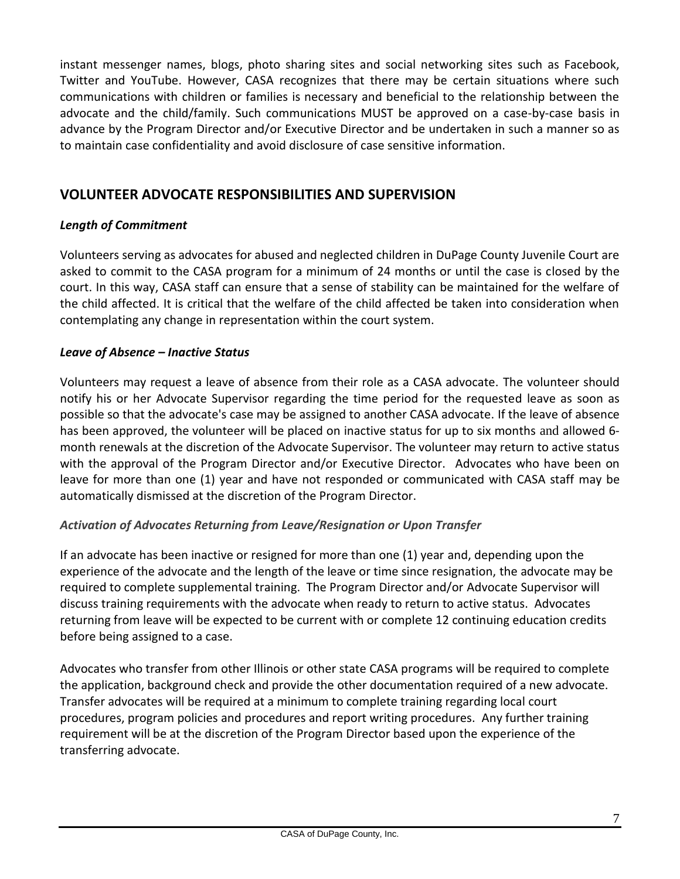instant messenger names, blogs, photo sharing sites and social networking sites such as Facebook, Twitter and YouTube. However, CASA recognizes that there may be certain situations where such communications with children or families is necessary and beneficial to the relationship between the advocate and the child/family. Such communications MUST be approved on a case-by-case basis in advance by the Program Director and/or Executive Director and be undertaken in such a manner so as to maintain case confidentiality and avoid disclosure of case sensitive information.

## VOLUNTEER ADVOCATE RESPONSIBILITIES AND SUPERVISION

***Length of Commitment***

Volunteers serving as advocates for abused and neglected children in DuPage County Juvenile Court are asked to commit to the CASA program for a minimum of 24 months or until the case is closed by the court. In this way, CASA staff can ensure that a sense of stability can be maintained for the welfare of the child affected. It is critical that the welfare of the child affected be taken into consideration when contemplating any change in representation within the court system.

***Leave of Absence – Inactive Status***

Volunteers may request a leave of absence from their role as a CASA advocate. The volunteer should notify his or her Advocate Supervisor regarding the time period for the requested leave as soon as possible so that the advocate's case may be assigned to another CASA advocate. If the leave of absence has been approved, the volunteer will be placed on inactive status for up to six months and allowed 6-month renewals at the discretion of the Advocate Supervisor. The volunteer may return to active status with the approval of the Program Director and/or Executive Director. Advocates who have been on leave for more than one (1) year and have not responded or communicated with CASA staff may be automatically dismissed at the discretion of the Program Director.

*Activation of Advocates Returning from Leave/Resignation or Upon Transfer*

If an advocate has been inactive or resigned for more than one (1) year and, depending upon the experience of the advocate and the length of the leave or time since resignation, the advocate may be required to complete supplemental training. The Program Director and/or Advocate Supervisor will discuss training requirements with the advocate when ready to return to active status. Advocates returning from leave will be expected to be current with or complete 12 continuing education credits before being assigned to a case.

Advocates who transfer from other Illinois or other state CASA programs will be required to complete the application, background check and provide the other documentation required of a new advocate. Transfer advocates will be required at a minimum to complete training regarding local court procedures, program policies and procedures and report writing procedures. Any further training requirement will be at the discretion of the Program Director based upon the experience of the transferring advocate.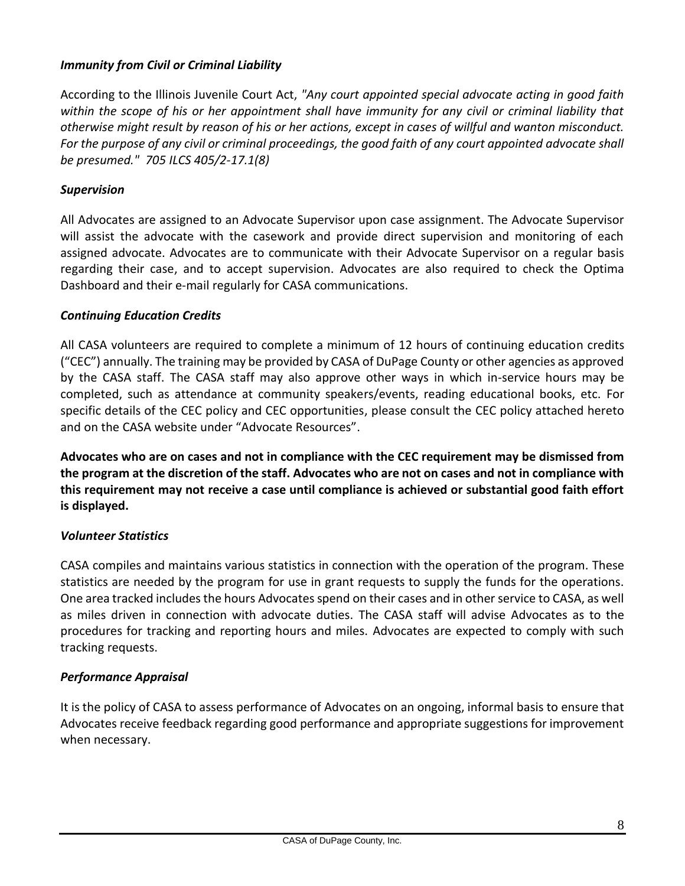### *Immunity from Civil or Criminal Liability*

According to the Illinois Juvenile Court Act, *"Any court appointed special advocate acting in good faith within the scope of his or her appointment shall have immunity for any civil or criminal liability that otherwise might result by reason of his or her actions, except in cases of willful and wanton misconduct. For the purpose of any civil or criminal proceedings, the good faith of any court appointed advocate shall be presumed." 705 ILCS 405/2-17.1(8)*

### *Supervision*

All Advocates are assigned to an Advocate Supervisor upon case assignment. The Advocate Supervisor will assist the advocate with the casework and provide direct supervision and monitoring of each assigned advocate. Advocates are to communicate with their Advocate Supervisor on a regular basis regarding their case, and to accept supervision. Advocates are also required to check the Optima Dashboard and their e-mail regularly for CASA communications.

### *Continuing Education Credits*

All CASA volunteers are required to complete a minimum of 12 hours of continuing education credits ("CEC") annually. The training may be provided by CASA of DuPage County or other agencies as approved by the CASA staff. The CASA staff may also approve other ways in which in-service hours may be completed, such as attendance at community speakers/events, reading educational books, etc. For specific details of the CEC policy and CEC opportunities, please consult the CEC policy attached hereto and on the CASA website under "Advocate Resources".

**Advocates who are on cases and not in compliance with the CEC requirement may be dismissed from the program at the discretion of the staff. Advocates who are not on cases and not in compliance with this requirement may not receive a case until compliance is achieved or substantial good faith effort is displayed.**

### *Volunteer Statistics*

CASA compiles and maintains various statistics in connection with the operation of the program. These statistics are needed by the program for use in grant requests to supply the funds for the operations. One area tracked includes the hours Advocates spend on their cases and in other service to CASA, as well as miles driven in connection with advocate duties. The CASA staff will advise Advocates as to the procedures for tracking and reporting hours and miles. Advocates are expected to comply with such tracking requests.

### *Performance Appraisal*

It is the policy of CASA to assess performance of Advocates on an ongoing, informal basis to ensure that Advocates receive feedback regarding good performance and appropriate suggestions for improvement when necessary.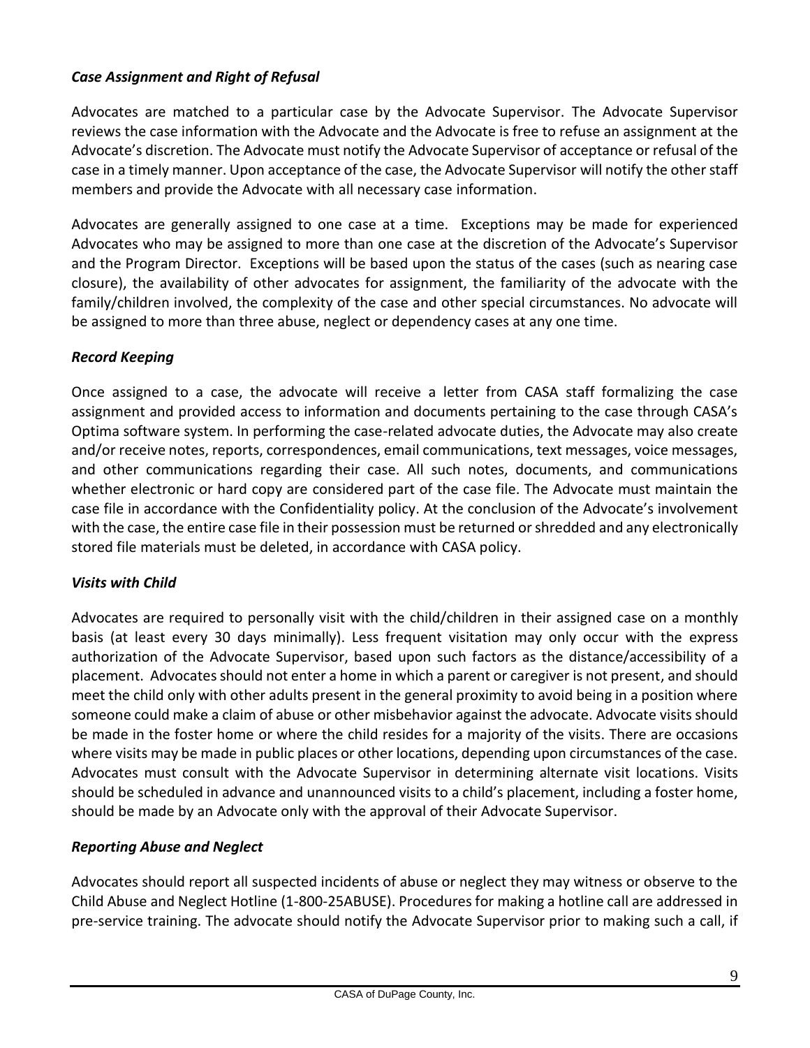### *Case Assignment and Right of Refusal*

Advocates are matched to a particular case by the Advocate Supervisor. The Advocate Supervisor reviews the case information with the Advocate and the Advocate is free to refuse an assignment at the Advocate's discretion. The Advocate must notify the Advocate Supervisor of acceptance or refusal of the case in a timely manner. Upon acceptance of the case, the Advocate Supervisor will notify the other staff members and provide the Advocate with all necessary case information.

Advocates are generally assigned to one case at a time. Exceptions may be made for experienced Advocates who may be assigned to more than one case at the discretion of the Advocate's Supervisor and the Program Director. Exceptions will be based upon the status of the cases (such as nearing case closure), the availability of other advocates for assignment, the familiarity of the advocate with the family/children involved, the complexity of the case and other special circumstances. No advocate will be assigned to more than three abuse, neglect or dependency cases at any one time.

### *Record Keeping*

Once assigned to a case, the advocate will receive a letter from CASA staff formalizing the case assignment and provided access to information and documents pertaining to the case through CASA's Optima software system. In performing the case-related advocate duties, the Advocate may also create and/or receive notes, reports, correspondences, email communications, text messages, voice messages, and other communications regarding their case. All such notes, documents, and communications whether electronic or hard copy are considered part of the case file. The Advocate must maintain the case file in accordance with the Confidentiality policy. At the conclusion of the Advocate's involvement with the case, the entire case file in their possession must be returned or shredded and any electronically stored file materials must be deleted, in accordance with CASA policy.

### *Visits with Child*

Advocates are required to personally visit with the child/children in their assigned case on a monthly basis (at least every 30 days minimally). Less frequent visitation may only occur with the express authorization of the Advocate Supervisor, based upon such factors as the distance/accessibility of a placement. Advocates should not enter a home in which a parent or caregiver is not present, and should meet the child only with other adults present in the general proximity to avoid being in a position where someone could make a claim of abuse or other misbehavior against the advocate. Advocate visits should be made in the foster home or where the child resides for a majority of the visits. There are occasions where visits may be made in public places or other locations, depending upon circumstances of the case. Advocates must consult with the Advocate Supervisor in determining alternate visit locations. Visits should be scheduled in advance and unannounced visits to a child's placement, including a foster home, should be made by an Advocate only with the approval of their Advocate Supervisor.

### *Reporting Abuse and Neglect*

Advocates should report all suspected incidents of abuse or neglect they may witness or observe to the Child Abuse and Neglect Hotline (1-800-25ABUSE). Procedures for making a hotline call are addressed in pre-service training. The advocate should notify the Advocate Supervisor prior to making such a call, if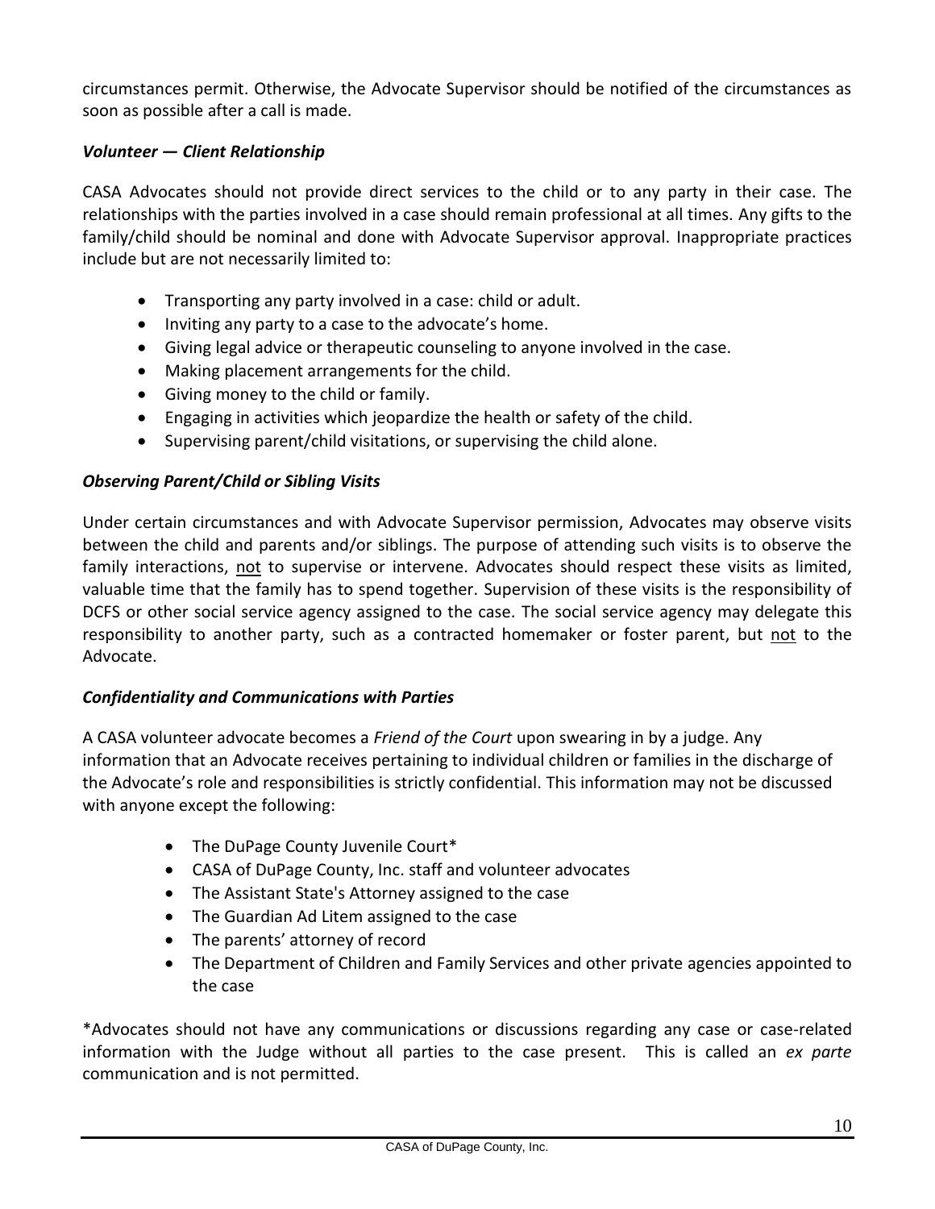circumstances permit. Otherwise, the Advocate Supervisor should be notified of the circumstances as soon as possible after a call is made.

### *Volunteer — Client Relationship*

CASA Advocates should not provide direct services to the child or to any party in their case. The relationships with the parties involved in a case should remain professional at all times. Any gifts to the family/child should be nominal and done with Advocate Supervisor approval. Inappropriate practices include but are not necessarily limited to:

- Transporting any party involved in a case: child or adult.
- Inviting any party to a case to the advocate's home.
- Giving legal advice or therapeutic counseling to anyone involved in the case.
- Making placement arrangements for the child.
- Giving money to the child or family.
- Engaging in activities which jeopardize the health or safety of the child.
- Supervising parent/child visitations, or supervising the child alone.

### *Observing Parent/Child or Sibling Visits*

Under certain circumstances and with Advocate Supervisor permission, Advocates may observe visits between the child and parents and/or siblings. The purpose of attending such visits is to observe the family interactions, <u>not</u> to supervise or intervene. Advocates should respect these visits as limited, valuable time that the family has to spend together. Supervision of these visits is the responsibility of DCFS or other social service agency assigned to the case. The social service agency may delegate this responsibility to another party, such as a contracted homemaker or foster parent, but <u>not</u> to the Advocate.

### *Confidentiality and Communications with Parties*

A CASA volunteer advocate becomes a *Friend of the Court* upon swearing in by a judge. Any information that an Advocate receives pertaining to individual children or families in the discharge of the Advocate's role and responsibilities is strictly confidential. This information may not be discussed with anyone except the following:

- The DuPage County Juvenile Court*
- CASA of DuPage County, Inc. staff and volunteer advocates
- The Assistant State's Attorney assigned to the case
- The Guardian Ad Litem assigned to the case
- The parents' attorney of record
- The Department of Children and Family Services and other private agencies appointed to the case

*Advocates should not have any communications or discussions regarding any case or case-related information with the Judge without all parties to the case present. This is called an *ex parte* communication and is not permitted.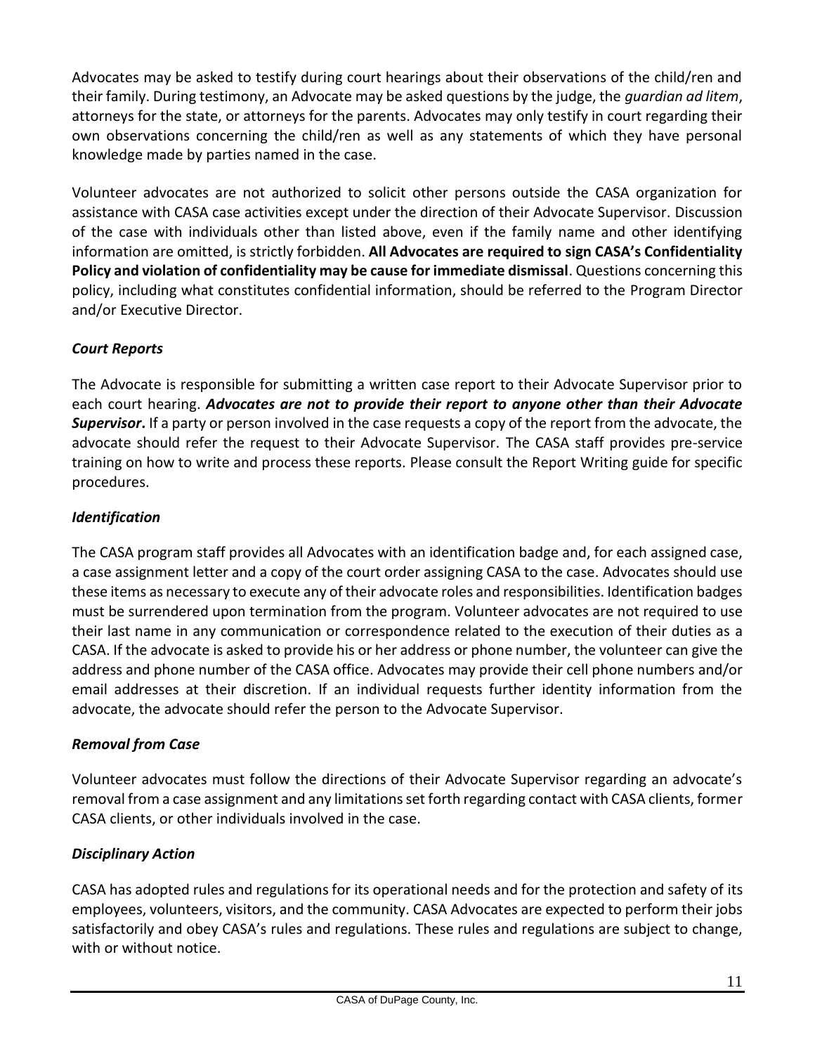Advocates may be asked to testify during court hearings about their observations of the child/ren and their family. During testimony, an Advocate may be asked questions by the judge, the *guardian ad litem*, attorneys for the state, or attorneys for the parents. Advocates may only testify in court regarding their own observations concerning the child/ren as well as any statements of which they have personal knowledge made by parties named in the case.

Volunteer advocates are not authorized to solicit other persons outside the CASA organization for assistance with CASA case activities except under the direction of their Advocate Supervisor. Discussion of the case with individuals other than listed above, even if the family name and other identifying information are omitted, is strictly forbidden. **All Advocates are required to sign CASA's Confidentiality Policy and violation of confidentiality may be cause for immediate dismissal**. Questions concerning this policy, including what constitutes confidential information, should be referred to the Program Director and/or Executive Director.

### *Court Reports*

The Advocate is responsible for submitting a written case report to their Advocate Supervisor prior to each court hearing. ***Advocates are not to provide their report to anyone other than their Advocate Supervisor*.** If a party or person involved in the case requests a copy of the report from the advocate, the advocate should refer the request to their Advocate Supervisor. The CASA staff provides pre-service training on how to write and process these reports. Please consult the Report Writing guide for specific procedures.

### *Identification*

The CASA program staff provides all Advocates with an identification badge and, for each assigned case, a case assignment letter and a copy of the court order assigning CASA to the case. Advocates should use these items as necessary to execute any of their advocate roles and responsibilities. Identification badges must be surrendered upon termination from the program. Volunteer advocates are not required to use their last name in any communication or correspondence related to the execution of their duties as a CASA. If the advocate is asked to provide his or her address or phone number, the volunteer can give the address and phone number of the CASA office. Advocates may provide their cell phone numbers and/or email addresses at their discretion. If an individual requests further identity information from the advocate, the advocate should refer the person to the Advocate Supervisor.

### *Removal from Case*

Volunteer advocates must follow the directions of their Advocate Supervisor regarding an advocate's removal from a case assignment and any limitations set forth regarding contact with CASA clients, former CASA clients, or other individuals involved in the case.

### *Disciplinary Action*

CASA has adopted rules and regulations for its operational needs and for the protection and safety of its employees, volunteers, visitors, and the community. CASA Advocates are expected to perform their jobs satisfactorily and obey CASA's rules and regulations. These rules and regulations are subject to change, with or without notice.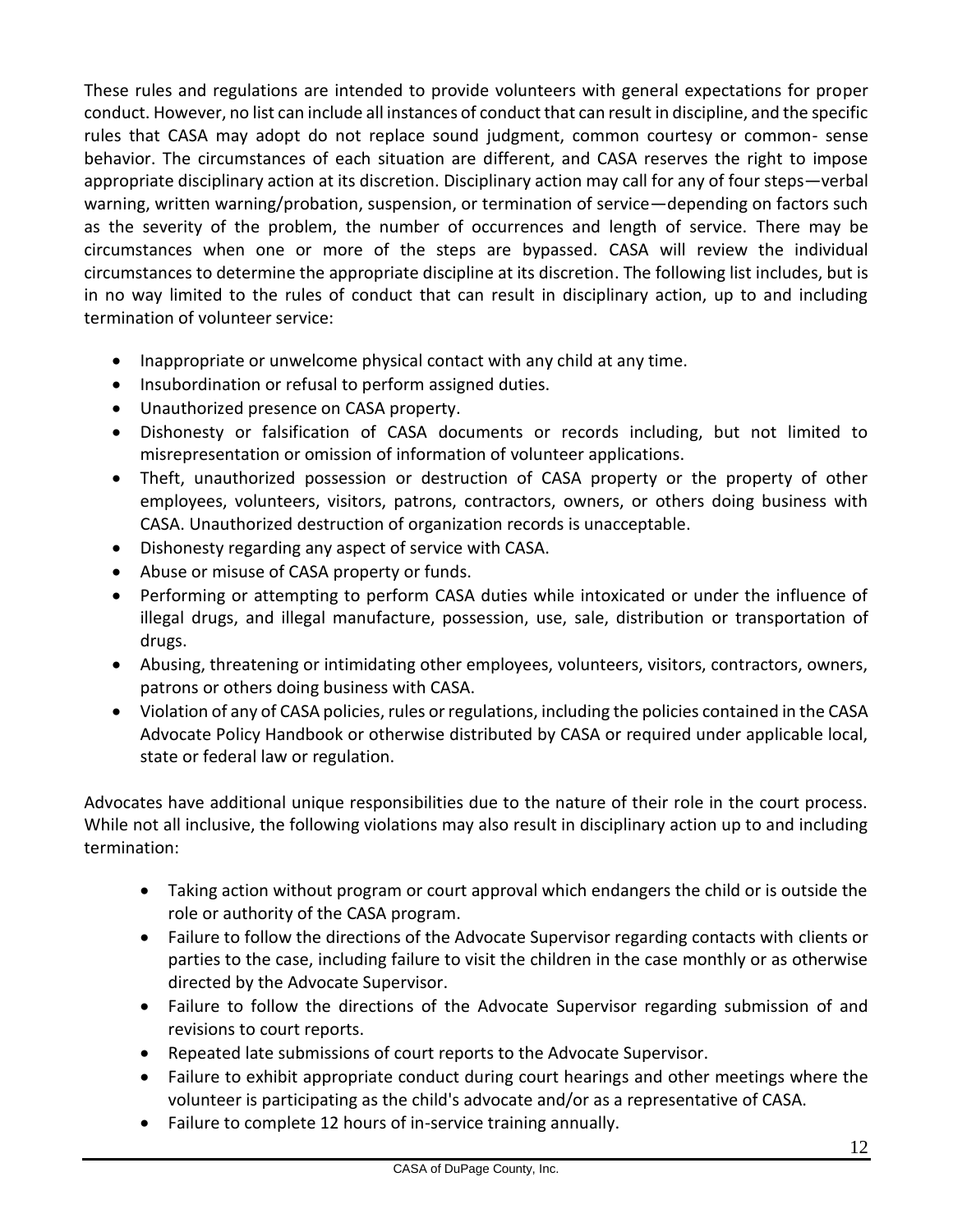These rules and regulations are intended to provide volunteers with general expectations for proper conduct. However, no list can include all instances of conduct that can result in discipline, and the specific rules that CASA may adopt do not replace sound judgment, common courtesy or common- sense behavior. The circumstances of each situation are different, and CASA reserves the right to impose appropriate disciplinary action at its discretion. Disciplinary action may call for any of four steps—verbal warning, written warning/probation, suspension, or termination of service—depending on factors such as the severity of the problem, the number of occurrences and length of service. There may be circumstances when one or more of the steps are bypassed. CASA will review the individual circumstances to determine the appropriate discipline at its discretion. The following list includes, but is in no way limited to the rules of conduct that can result in disciplinary action, up to and including termination of volunteer service:

- Inappropriate or unwelcome physical contact with any child at any time.
- Insubordination or refusal to perform assigned duties.
- Unauthorized presence on CASA property.
- Dishonesty or falsification of CASA documents or records including, but not limited to misrepresentation or omission of information of volunteer applications.
- Theft, unauthorized possession or destruction of CASA property or the property of other employees, volunteers, visitors, patrons, contractors, owners, or others doing business with CASA. Unauthorized destruction of organization records is unacceptable.
- Dishonesty regarding any aspect of service with CASA.
- Abuse or misuse of CASA property or funds.
- Performing or attempting to perform CASA duties while intoxicated or under the influence of illegal drugs, and illegal manufacture, possession, use, sale, distribution or transportation of drugs.
- Abusing, threatening or intimidating other employees, volunteers, visitors, contractors, owners, patrons or others doing business with CASA.
- Violation of any of CASA policies, rules or regulations, including the policies contained in the CASA Advocate Policy Handbook or otherwise distributed by CASA or required under applicable local, state or federal law or regulation.

Advocates have additional unique responsibilities due to the nature of their role in the court process. While not all inclusive, the following violations may also result in disciplinary action up to and including termination:

- Taking action without program or court approval which endangers the child or is outside the role or authority of the CASA program.
- Failure to follow the directions of the Advocate Supervisor regarding contacts with clients or parties to the case, including failure to visit the children in the case monthly or as otherwise directed by the Advocate Supervisor.
- Failure to follow the directions of the Advocate Supervisor regarding submission of and revisions to court reports.
- Repeated late submissions of court reports to the Advocate Supervisor.
- Failure to exhibit appropriate conduct during court hearings and other meetings where the volunteer is participating as the child's advocate and/or as a representative of CASA.
- Failure to complete 12 hours of in-service training annually.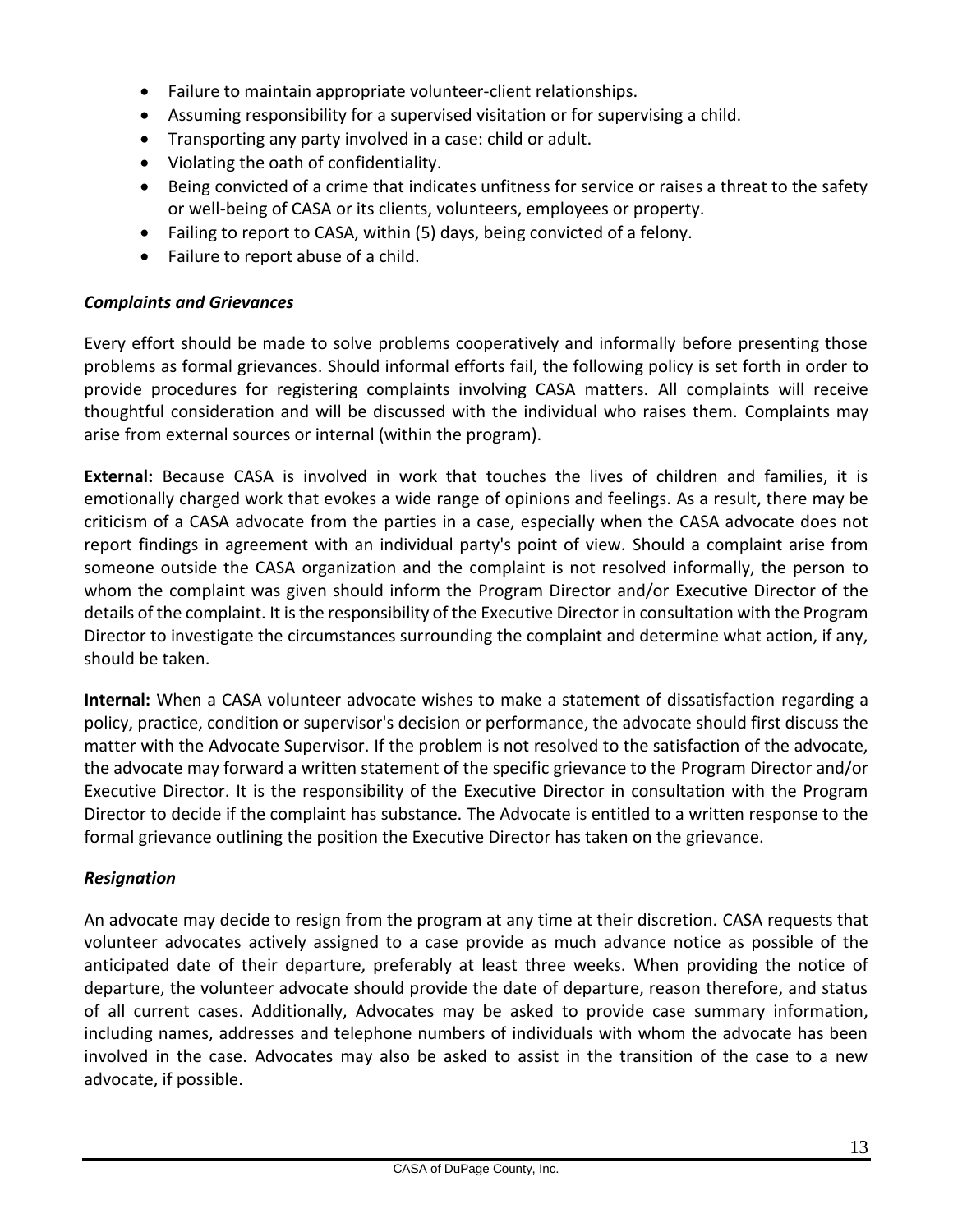- Failure to maintain appropriate volunteer-client relationships.
- Assuming responsibility for a supervised visitation or for supervising a child.
- Transporting any party involved in a case: child or adult.
- Violating the oath of confidentiality.
- Being convicted of a crime that indicates unfitness for service or raises a threat to the safety or well-being of CASA or its clients, volunteers, employees or property.
- Failing to report to CASA, within (5) days, being convicted of a felony.
- Failure to report abuse of a child.

### *Complaints and Grievances*

Every effort should be made to solve problems cooperatively and informally before presenting those problems as formal grievances. Should informal efforts fail, the following policy is set forth in order to provide procedures for registering complaints involving CASA matters. All complaints will receive thoughtful consideration and will be discussed with the individual who raises them. Complaints may arise from external sources or internal (within the program).

**External:** Because CASA is involved in work that touches the lives of children and families, it is emotionally charged work that evokes a wide range of opinions and feelings. As a result, there may be criticism of a CASA advocate from the parties in a case, especially when the CASA advocate does not report findings in agreement with an individual party's point of view. Should a complaint arise from someone outside the CASA organization and the complaint is not resolved informally, the person to whom the complaint was given should inform the Program Director and/or Executive Director of the details of the complaint. It is the responsibility of the Executive Director in consultation with the Program Director to investigate the circumstances surrounding the complaint and determine what action, if any, should be taken.

**Internal:** When a CASA volunteer advocate wishes to make a statement of dissatisfaction regarding a policy, practice, condition or supervisor's decision or performance, the advocate should first discuss the matter with the Advocate Supervisor. If the problem is not resolved to the satisfaction of the advocate, the advocate may forward a written statement of the specific grievance to the Program Director and/or Executive Director. It is the responsibility of the Executive Director in consultation with the Program Director to decide if the complaint has substance. The Advocate is entitled to a written response to the formal grievance outlining the position the Executive Director has taken on the grievance.

### *Resignation*

An advocate may decide to resign from the program at any time at their discretion. CASA requests that volunteer advocates actively assigned to a case provide as much advance notice as possible of the anticipated date of their departure, preferably at least three weeks. When providing the notice of departure, the volunteer advocate should provide the date of departure, reason therefore, and status of all current cases. Additionally, Advocates may be asked to provide case summary information, including names, addresses and telephone numbers of individuals with whom the advocate has been involved in the case. Advocates may also be asked to assist in the transition of the case to a new advocate, if possible.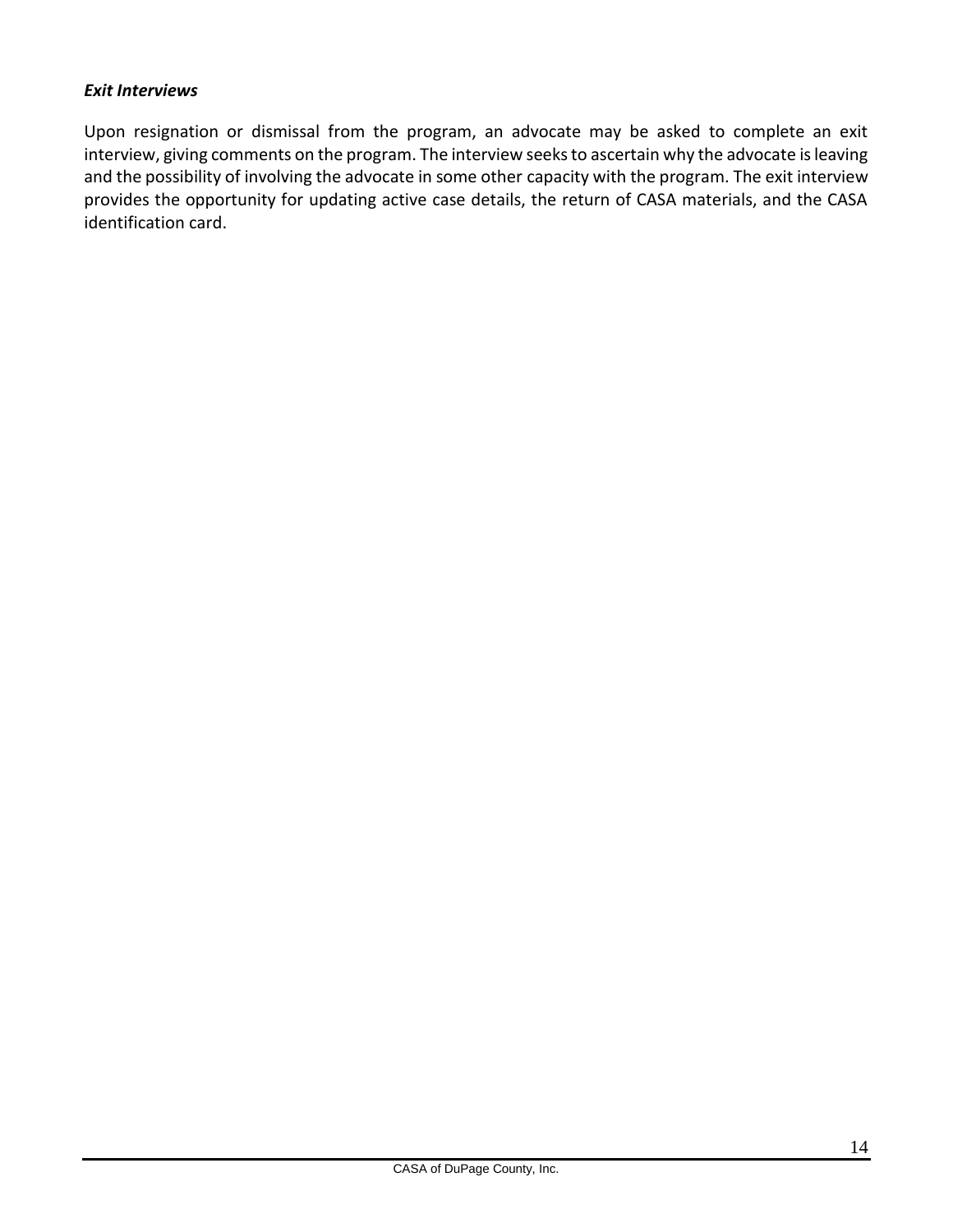***Exit Interviews***

Upon resignation or dismissal from the program, an advocate may be asked to complete an exit interview, giving comments on the program. The interview seeks to ascertain why the advocate is leaving and the possibility of involving the advocate in some other capacity with the program. The exit interview provides the opportunity for updating active case details, the return of CASA materials, and the CASA identification card.